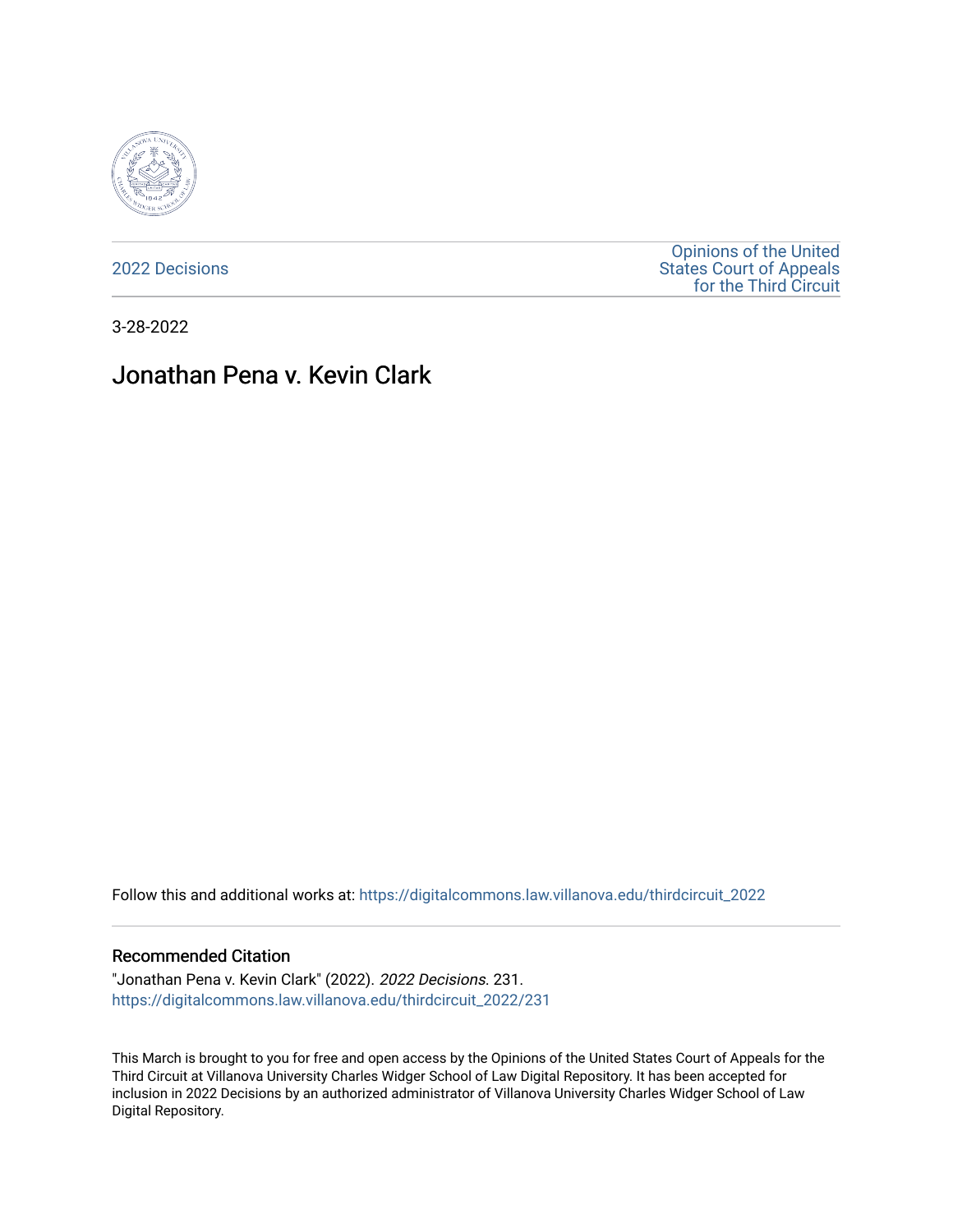2022 Decisions

Opinions of the United States Court of Appeals for the Third Circuit

3-28-2022

# Jonathan Pena v. Kevin Clark

Follow this and additional works at: https://digitalcommons.law.villanova.edu/thirdcircuit_2022

### Recommended Citation

"Jonathan Pena v. Kevin Clark" (2022). *2022 Decisions*. 231.
https://digitalcommons.law.villanova.edu/thirdcircuit_2022/231

This March is brought to you for free and open access by the Opinions of the United States Court of Appeals for the Third Circuit at Villanova University Charles Widger School of Law Digital Repository. It has been accepted for inclusion in 2022 Decisions by an authorized administrator of Villanova University Charles Widger School of Law Digital Repository.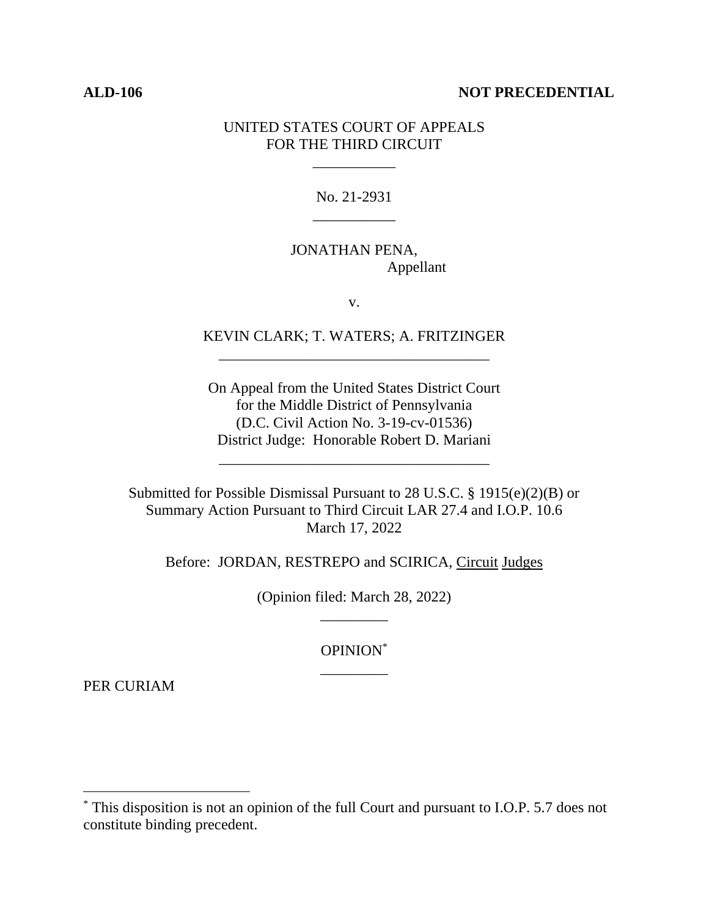**ALD-106** **NOT PRECEDENTIAL**

UNITED STATES COURT OF APPEALS
FOR THE THIRD CIRCUIT

\_\_\_\_\_\_\_\_\_\_\_

No. 21-2931

\_\_\_\_\_\_\_\_\_\_\_

JONATHAN PENA,
Appellant

v.

KEVIN CLARK; T. WATERS; A. FRITZINGER

\_\_\_\_\_\_\_\_\_\_\_\_\_\_\_\_\_\_\_\_\_\_\_\_\_\_\_\_\_\_\_\_\_\_\_\_

On Appeal from the United States District Court
for the Middle District of Pennsylvania
(D.C. Civil Action No. 3-19-cv-01536)
District Judge: Honorable Robert D. Mariani

\_\_\_\_\_\_\_\_\_\_\_\_\_\_\_\_\_\_\_\_\_\_\_\_\_\_\_\_\_\_\_\_\_\_\_\_

Submitted for Possible Dismissal Pursuant to 28 U.S.C. § 1915(e)(2)(B) or
Summary Action Pursuant to Third Circuit LAR 27.4 and I.O.P. 10.6
March 17, 2022

Before: JORDAN, RESTREPO and SCIRICA, Circuit Judges

(Opinion filed: March 28, 2022)

\_\_\_\_\_\_\_\_\_

OPINION*

\_\_\_\_\_\_\_\_\_

PER CURIAM

* This disposition is not an opinion of the full Court and pursuant to I.O.P. 5.7 does not constitute binding precedent.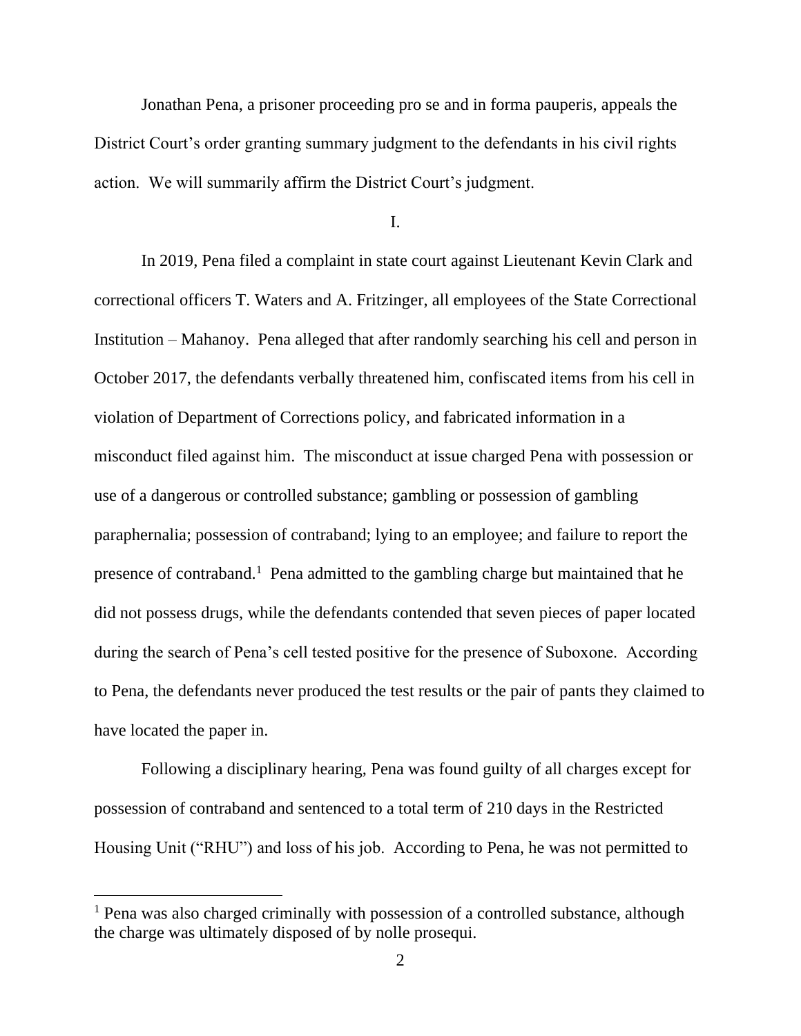Jonathan Pena, a prisoner proceeding pro se and in forma pauperis, appeals the District Court's order granting summary judgment to the defendants in his civil rights action. We will summarily affirm the District Court's judgment.

I.

In 2019, Pena filed a complaint in state court against Lieutenant Kevin Clark and correctional officers T. Waters and A. Fritzinger, all employees of the State Correctional Institution – Mahanoy. Pena alleged that after randomly searching his cell and person in October 2017, the defendants verbally threatened him, confiscated items from his cell in violation of Department of Corrections policy, and fabricated information in a misconduct filed against him. The misconduct at issue charged Pena with possession or use of a dangerous or controlled substance; gambling or possession of gambling paraphernalia; possession of contraband; lying to an employee; and failure to report the presence of contraband.[1] Pena admitted to the gambling charge but maintained that he did not possess drugs, while the defendants contended that seven pieces of paper located during the search of Pena's cell tested positive for the presence of Suboxone. According to Pena, the defendants never produced the test results or the pair of pants they claimed to have located the paper in.

Following a disciplinary hearing, Pena was found guilty of all charges except for possession of contraband and sentenced to a total term of 210 days in the Restricted Housing Unit ("RHU") and loss of his job. According to Pena, he was not permitted to

[1] Pena was also charged criminally with possession of a controlled substance, although the charge was ultimately disposed of by nolle prosequi.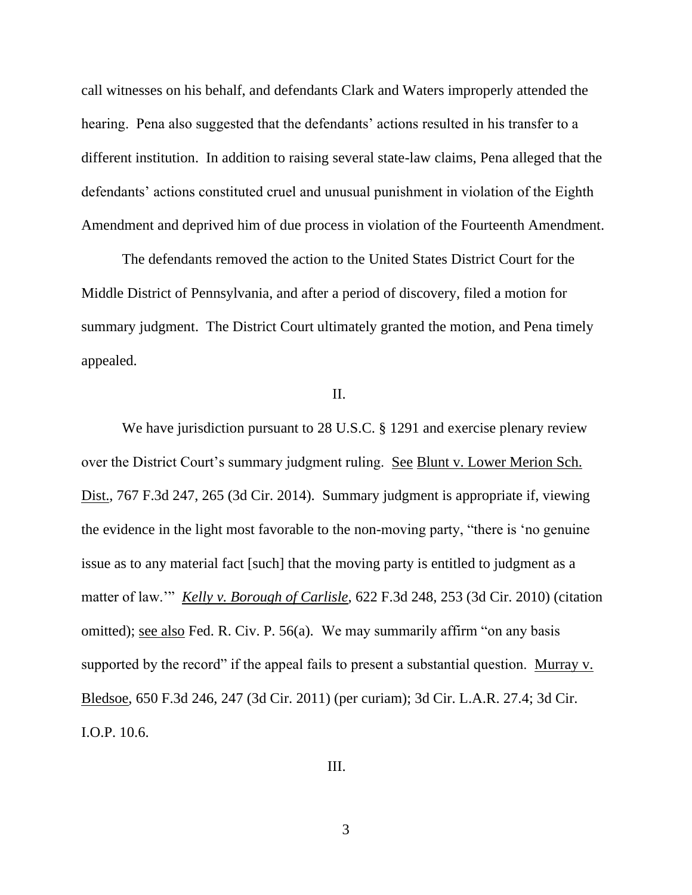call witnesses on his behalf, and defendants Clark and Waters improperly attended the hearing. Pena also suggested that the defendants' actions resulted in his transfer to a different institution. In addition to raising several state-law claims, Pena alleged that the defendants' actions constituted cruel and unusual punishment in violation of the Eighth Amendment and deprived him of due process in violation of the Fourteenth Amendment.

The defendants removed the action to the United States District Court for the Middle District of Pennsylvania, and after a period of discovery, filed a motion for summary judgment. The District Court ultimately granted the motion, and Pena timely appealed.

## II.

We have jurisdiction pursuant to 28 U.S.C. § 1291 and exercise plenary review over the District Court's summary judgment ruling. See Blunt v. Lower Merion Sch. Dist., 767 F.3d 247, 265 (3d Cir. 2014). Summary judgment is appropriate if, viewing the evidence in the light most favorable to the non-moving party, "there is 'no genuine issue as to any material fact [such] that the moving party is entitled to judgment as a matter of law.'" *Kelly v. Borough of Carlisle*, 622 F.3d 248, 253 (3d Cir. 2010) (citation omitted); see also Fed. R. Civ. P. 56(a). We may summarily affirm "on any basis supported by the record" if the appeal fails to present a substantial question. Murray v. Bledsoe, 650 F.3d 246, 247 (3d Cir. 2011) (per curiam); 3d Cir. L.A.R. 27.4; 3d Cir. I.O.P. 10.6.

## III.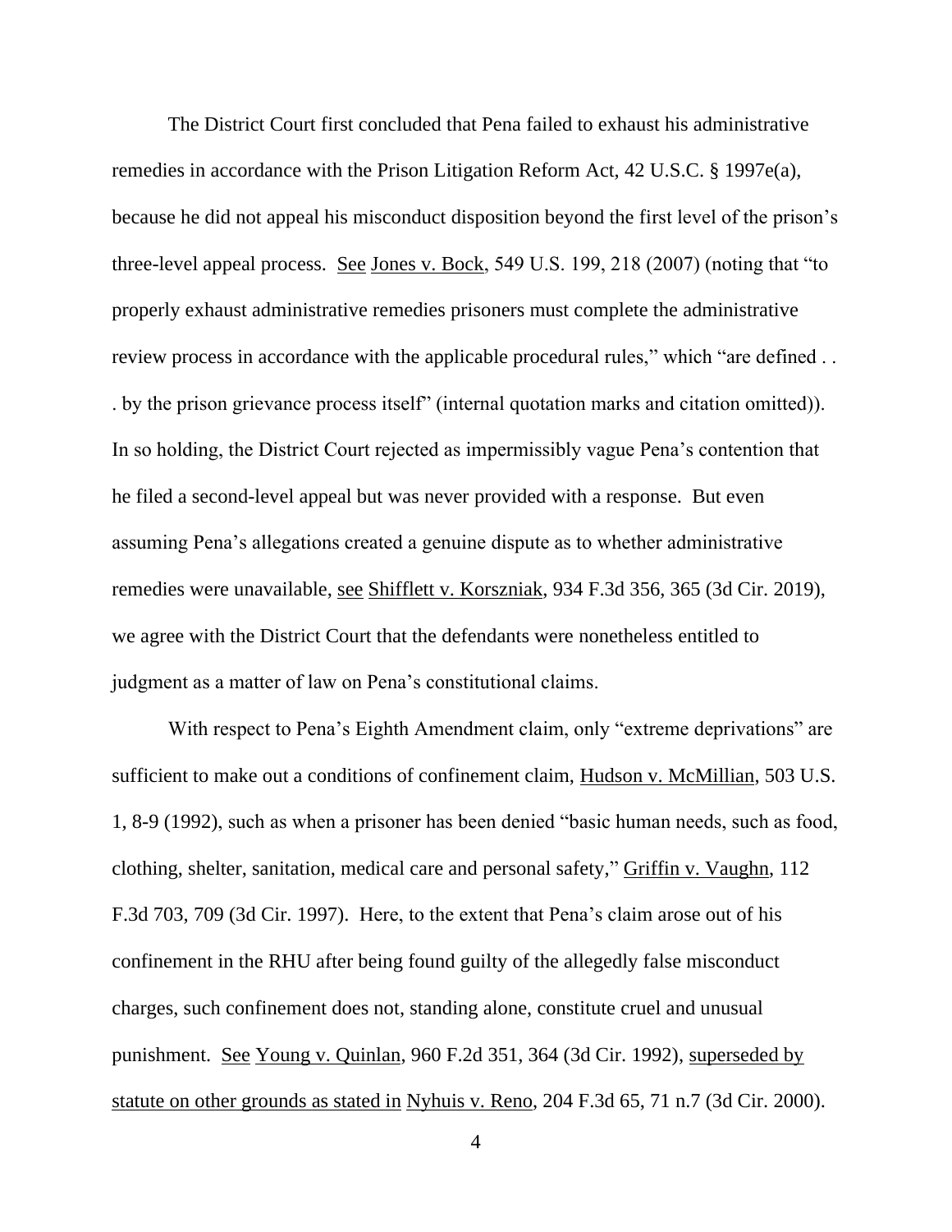The District Court first concluded that Pena failed to exhaust his administrative remedies in accordance with the Prison Litigation Reform Act, 42 U.S.C. § 1997e(a), because he did not appeal his misconduct disposition beyond the first level of the prison's three-level appeal process. See Jones v. Bock, 549 U.S. 199, 218 (2007) (noting that "to properly exhaust administrative remedies prisoners must complete the administrative review process in accordance with the applicable procedural rules," which "are defined . . . by the prison grievance process itself" (internal quotation marks and citation omitted)). In so holding, the District Court rejected as impermissibly vague Pena's contention that he filed a second-level appeal but was never provided with a response. But even assuming Pena's allegations created a genuine dispute as to whether administrative remedies were unavailable, see Shifflett v. Korszniak, 934 F.3d 356, 365 (3d Cir. 2019), we agree with the District Court that the defendants were nonetheless entitled to judgment as a matter of law on Pena's constitutional claims.

With respect to Pena's Eighth Amendment claim, only "extreme deprivations" are sufficient to make out a conditions of confinement claim, Hudson v. McMillian, 503 U.S. 1, 8-9 (1992), such as when a prisoner has been denied "basic human needs, such as food, clothing, shelter, sanitation, medical care and personal safety," Griffin v. Vaughn, 112 F.3d 703, 709 (3d Cir. 1997). Here, to the extent that Pena's claim arose out of his confinement in the RHU after being found guilty of the allegedly false misconduct charges, such confinement does not, standing alone, constitute cruel and unusual punishment. See Young v. Quinlan, 960 F.2d 351, 364 (3d Cir. 1992), superseded by statute on other grounds as stated in Nyhuis v. Reno, 204 F.3d 65, 71 n.7 (3d Cir. 2000).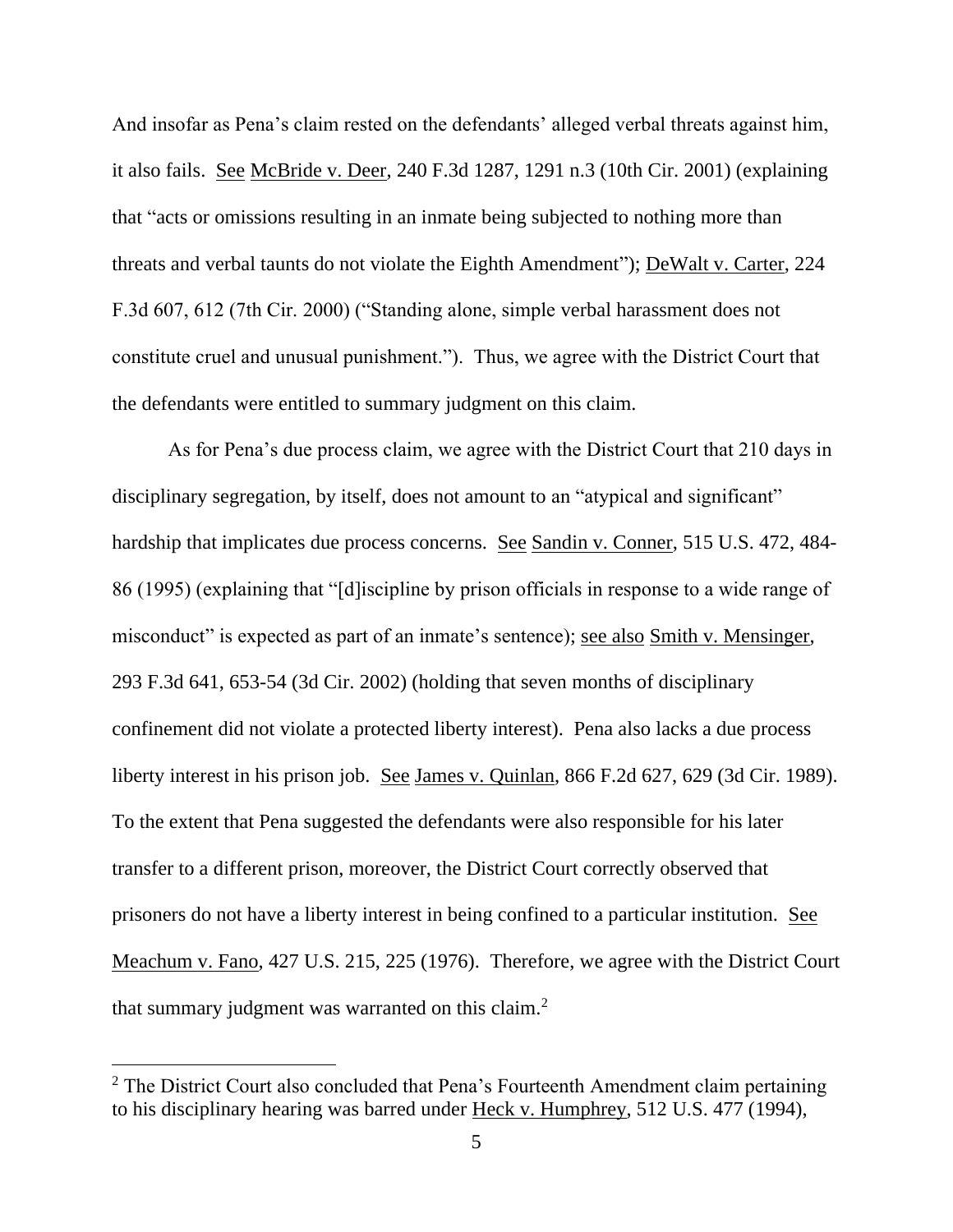And insofar as Pena's claim rested on the defendants' alleged verbal threats against him, it also fails. See McBride v. Deer, 240 F.3d 1287, 1291 n.3 (10th Cir. 2001) (explaining that "acts or omissions resulting in an inmate being subjected to nothing more than threats and verbal taunts do not violate the Eighth Amendment"); DeWalt v. Carter, 224 F.3d 607, 612 (7th Cir. 2000) ("Standing alone, simple verbal harassment does not constitute cruel and unusual punishment."). Thus, we agree with the District Court that the defendants were entitled to summary judgment on this claim.

As for Pena's due process claim, we agree with the District Court that 210 days in disciplinary segregation, by itself, does not amount to an "atypical and significant" hardship that implicates due process concerns. See Sandin v. Conner, 515 U.S. 472, 484-86 (1995) (explaining that "[d]iscipline by prison officials in response to a wide range of misconduct" is expected as part of an inmate's sentence); see also Smith v. Mensinger, 293 F.3d 641, 653-54 (3d Cir. 2002) (holding that seven months of disciplinary confinement did not violate a protected liberty interest). Pena also lacks a due process liberty interest in his prison job. See James v. Quinlan, 866 F.2d 627, 629 (3d Cir. 1989). To the extent that Pena suggested the defendants were also responsible for his later transfer to a different prison, moreover, the District Court correctly observed that prisoners do not have a liberty interest in being confined to a particular institution. See Meachum v. Fano, 427 U.S. 215, 225 (1976). Therefore, we agree with the District Court that summary judgment was warranted on this claim.[2]

[2] The District Court also concluded that Pena's Fourteenth Amendment claim pertaining to his disciplinary hearing was barred under Heck v. Humphrey, 512 U.S. 477 (1994),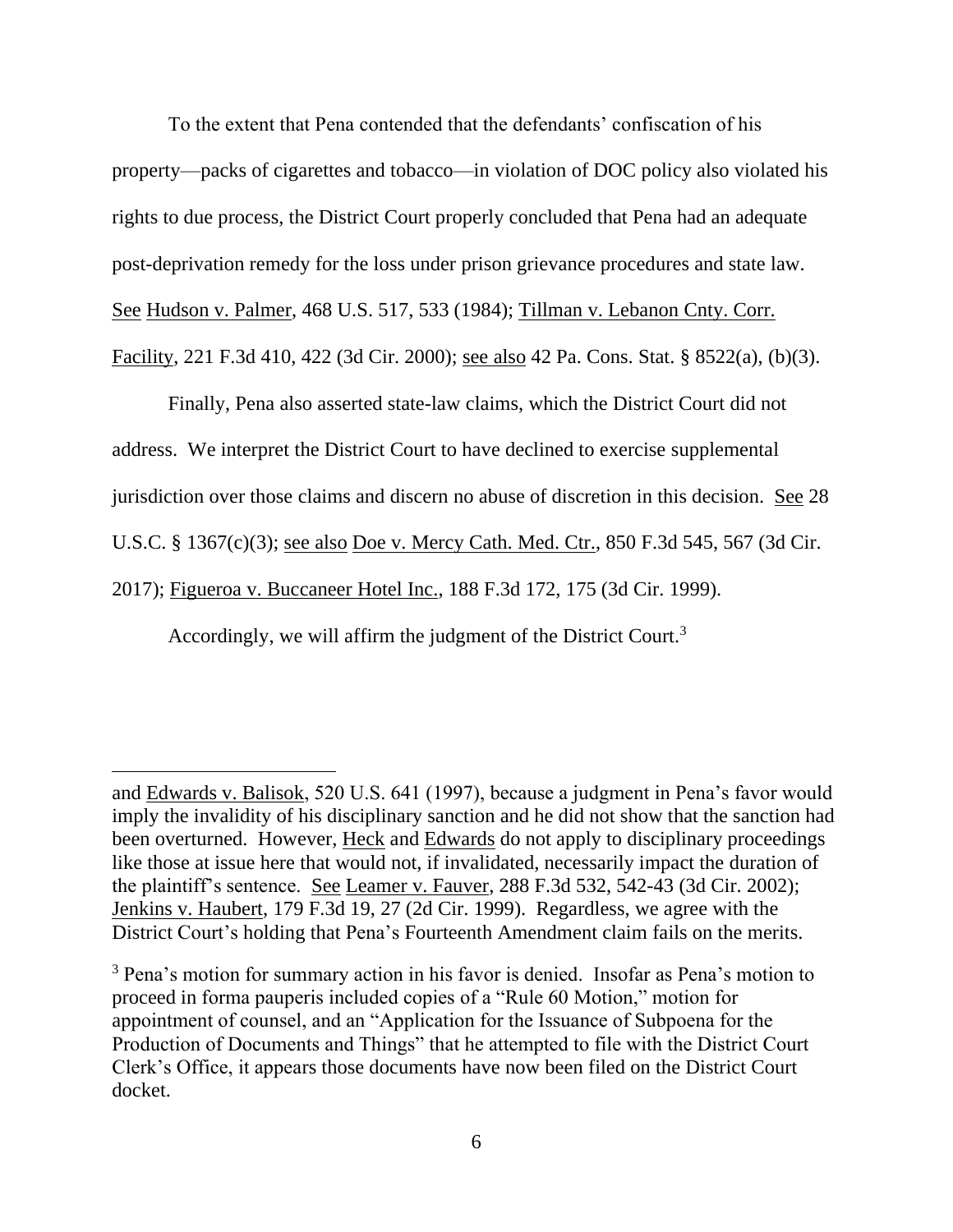To the extent that Pena contended that the defendants' confiscation of his property—packs of cigarettes and tobacco—in violation of DOC policy also violated his rights to due process, the District Court properly concluded that Pena had an adequate post-deprivation remedy for the loss under prison grievance procedures and state law. See Hudson v. Palmer, 468 U.S. 517, 533 (1984); Tillman v. Lebanon Cnty. Corr. Facility, 221 F.3d 410, 422 (3d Cir. 2000); see also 42 Pa. Cons. Stat. § 8522(a), (b)(3).

Finally, Pena also asserted state-law claims, which the District Court did not address. We interpret the District Court to have declined to exercise supplemental jurisdiction over those claims and discern no abuse of discretion in this decision. See 28 U.S.C. § 1367(c)(3); see also Doe v. Mercy Cath. Med. Ctr., 850 F.3d 545, 567 (3d Cir. 2017); Figueroa v. Buccaneer Hotel Inc., 188 F.3d 172, 175 (3d Cir. 1999).

Accordingly, we will affirm the judgment of the District Court.[3]

---

and Edwards v. Balisok, 520 U.S. 641 (1997), because a judgment in Pena's favor would imply the invalidity of his disciplinary sanction and he did not show that the sanction had been overturned. However, Heck and Edwards do not apply to disciplinary proceedings like those at issue here that would not, if invalidated, necessarily impact the duration of the plaintiff's sentence. See Leamer v. Fauver, 288 F.3d 532, 542-43 (3d Cir. 2002); Jenkins v. Haubert, 179 F.3d 19, 27 (2d Cir. 1999). Regardless, we agree with the District Court's holding that Pena's Fourteenth Amendment claim fails on the merits.

[3] Pena's motion for summary action in his favor is denied. Insofar as Pena's motion to proceed in forma pauperis included copies of a "Rule 60 Motion," motion for appointment of counsel, and an "Application for the Issuance of Subpoena for the Production of Documents and Things" that he attempted to file with the District Court Clerk's Office, it appears those documents have now been filed on the District Court docket.